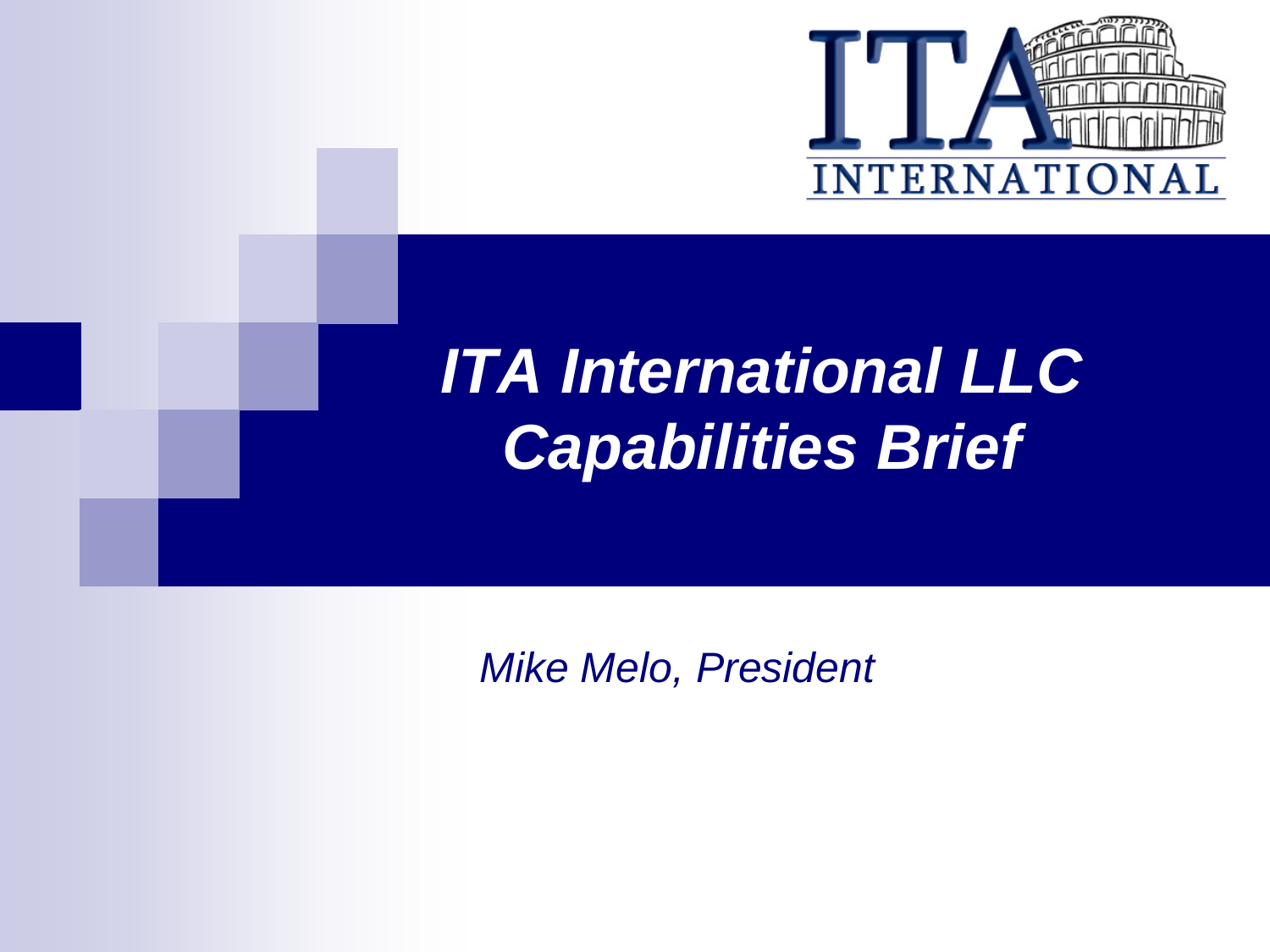ITA INTERNATIONAL

# *ITA International LLC Capabilities Brief*

*Mike Melo, President*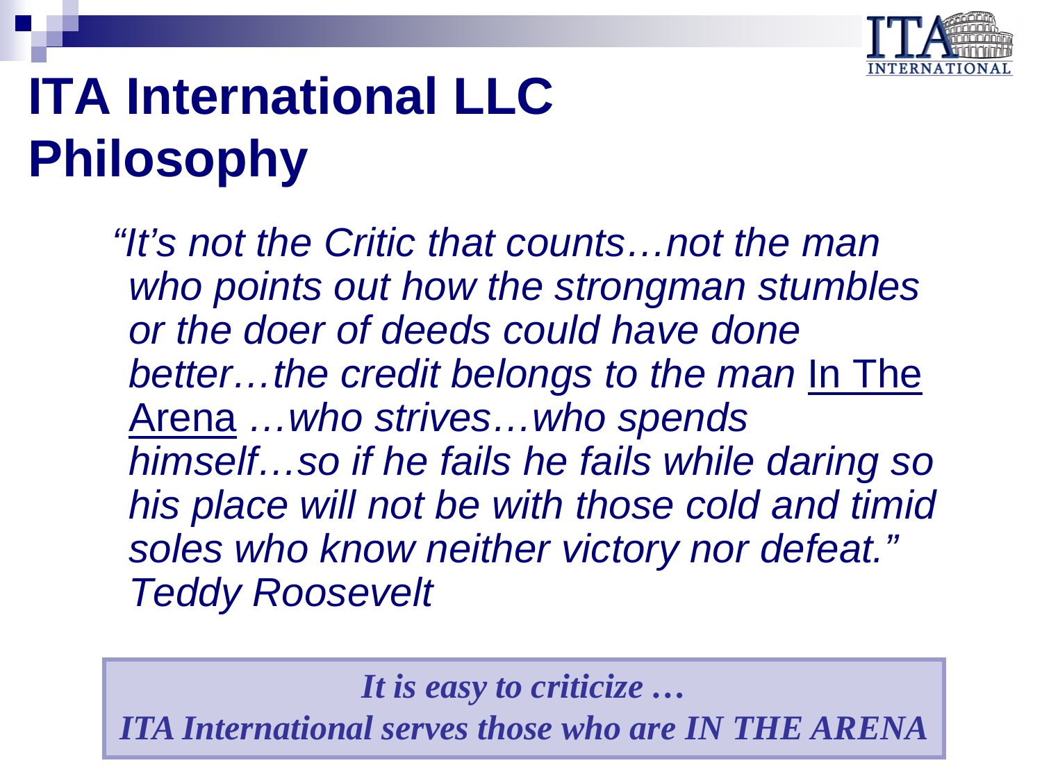# ITA International LLC Philosophy

*"It's not the Critic that counts…not the man who points out how the strongman stumbles or the doer of deeds could have done better…the credit belongs to the man* In The Arena *…who strives…who spends himself…so if he fails he fails while daring so his place will not be with those cold and timid soles who know neither victory nor defeat." Teddy Roosevelt*

***It is easy to criticize …***
***ITA International serves those who are IN THE ARENA***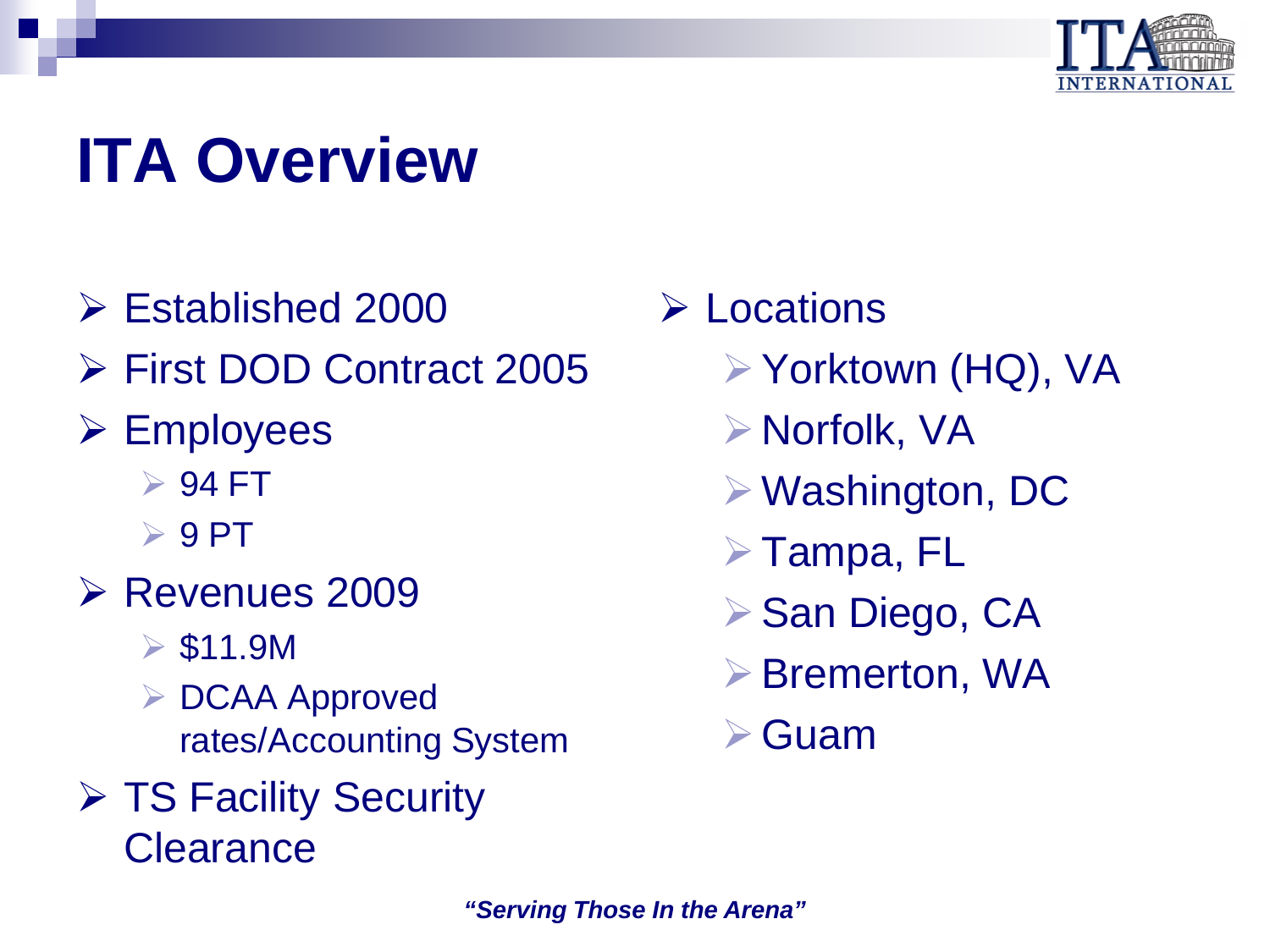# ITA Overview

- Established 2000
- First DOD Contract 2005
- Employees
  - 94 FT
  - 9 PT
- Revenues 2009
  - $11.9M
  - DCAA Approved rates/Accounting System
- TS Facility Security Clearance

- Locations
  - Yorktown (HQ), VA
  - Norfolk, VA
  - Washington, DC
  - Tampa, FL
  - San Diego, CA
  - Bremerton, WA
  - Guam

***"Serving Those In the Arena"***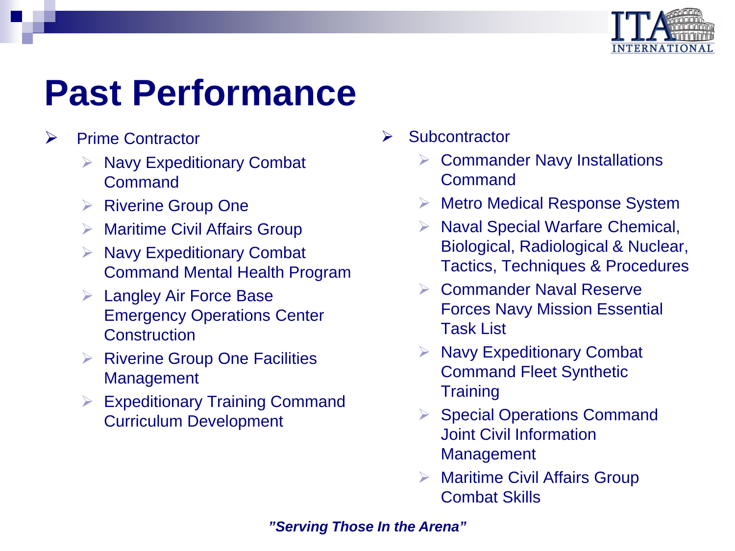# Past Performance

- Prime Contractor
  - Navy Expeditionary Combat Command
  - Riverine Group One
  - Maritime Civil Affairs Group
  - Navy Expeditionary Combat Command Mental Health Program
  - Langley Air Force Base Emergency Operations Center Construction
  - Riverine Group One Facilities Management
  - Expeditionary Training Command Curriculum Development
- Subcontractor
  - Commander Navy Installations Command
  - Metro Medical Response System
  - Naval Special Warfare Chemical, Biological, Radiological & Nuclear, Tactics, Techniques & Procedures
  - Commander Naval Reserve Forces Navy Mission Essential Task List
  - Navy Expeditionary Combat Command Fleet Synthetic Training
  - Special Operations Command Joint Civil Information Management
  - Maritime Civil Affairs Group Combat Skills

***"Serving Those In the Arena"***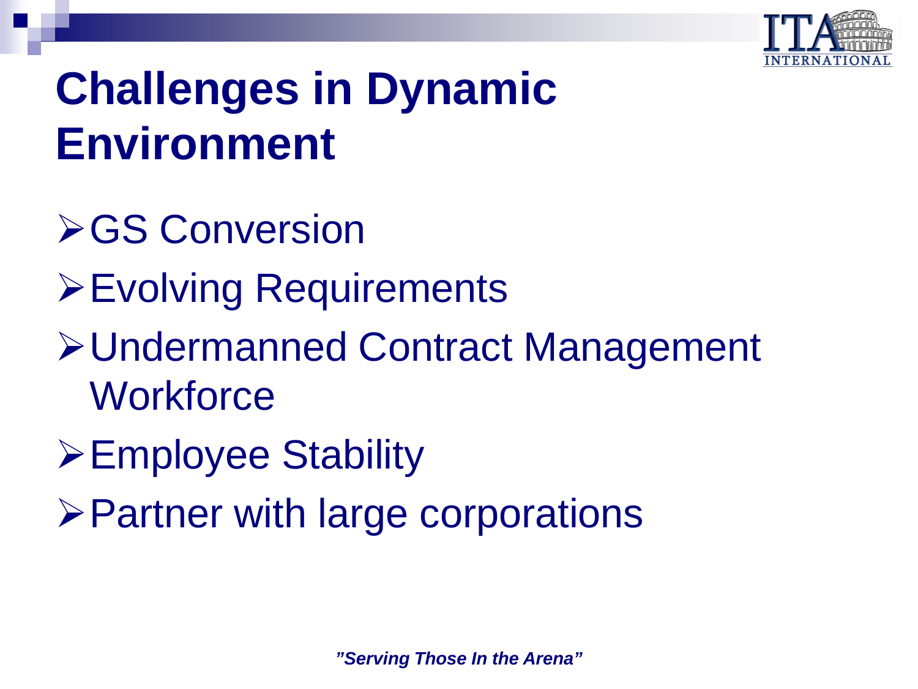# Challenges in Dynamic Environment

- GS Conversion
- Evolving Requirements
- Undermanned Contract Management Workforce
- Employee Stability
- Partner with large corporations

*"Serving Those In the Arena"*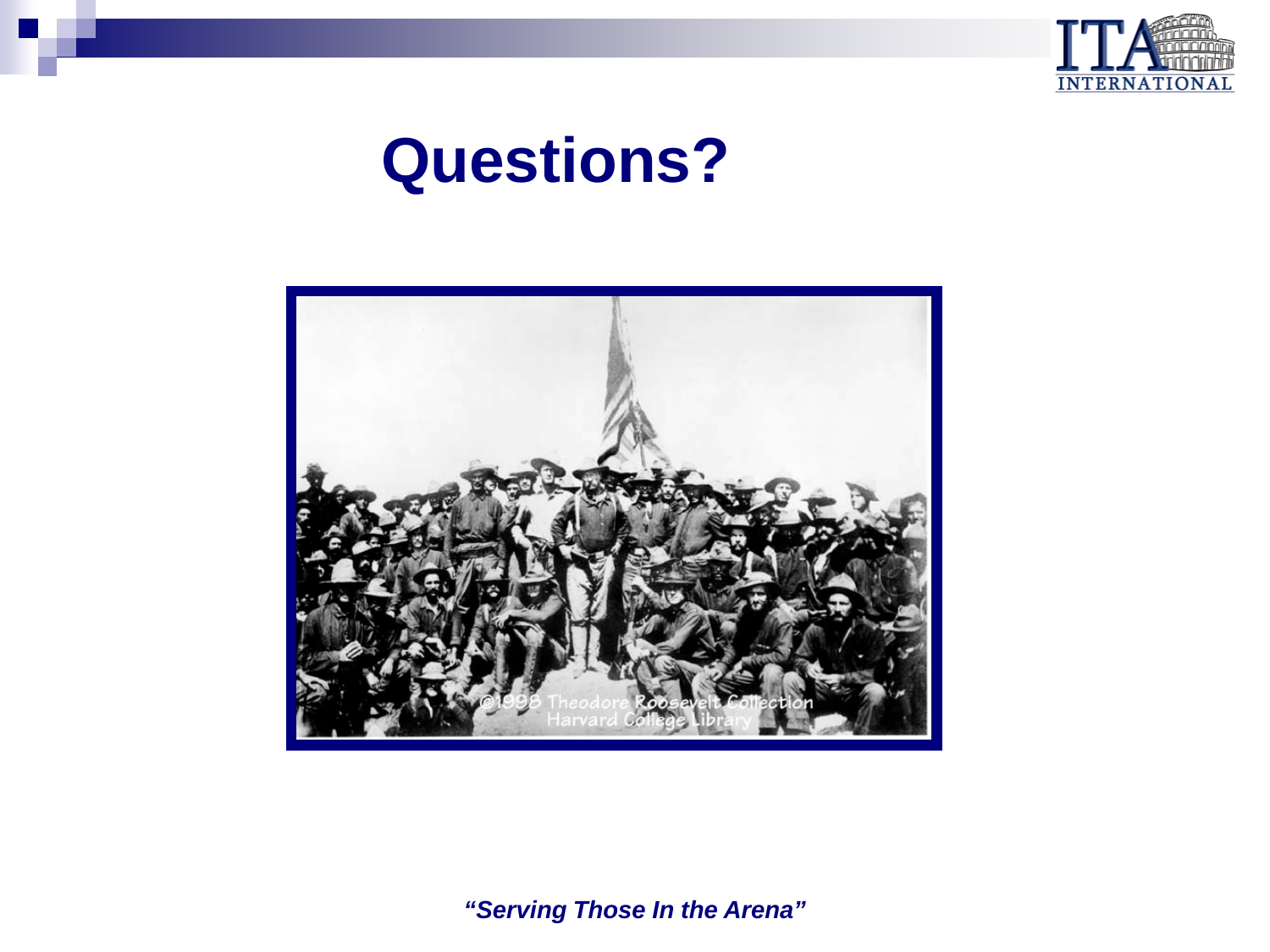# Questions?

*"Serving Those In the Arena"*